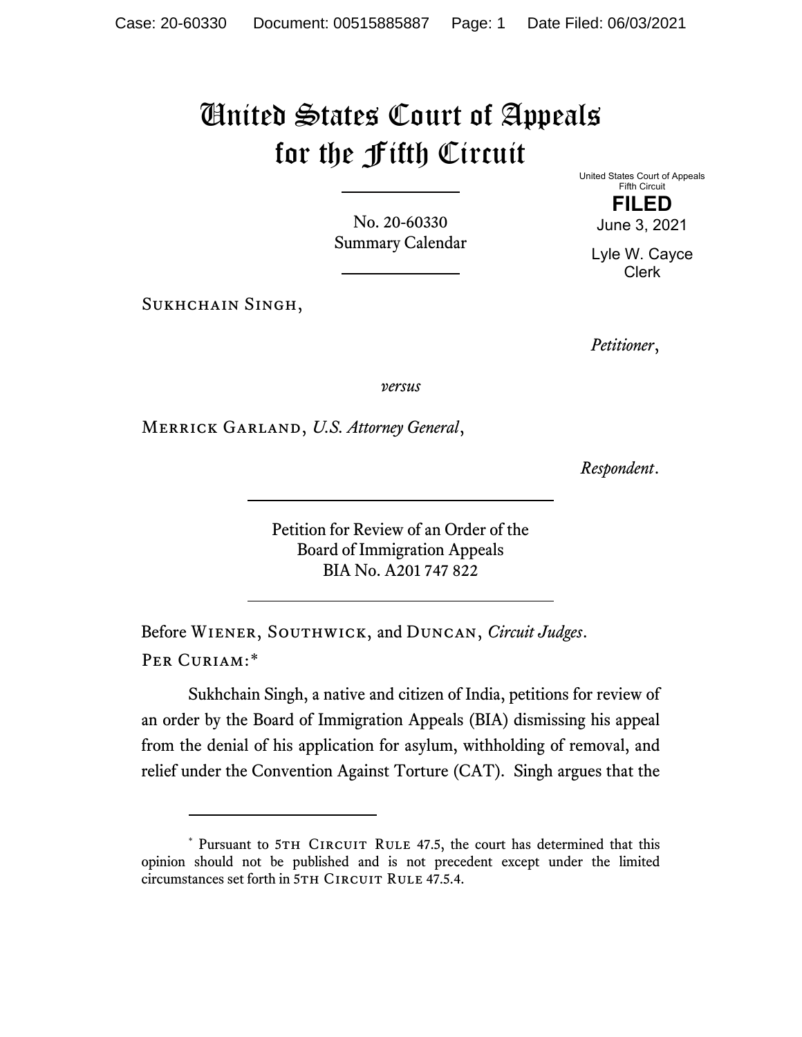# United States Court of Appeals for the Fifth Circuit

United States Court of Appeals
Fifth Circuit

**FILED**

June 3, 2021

Lyle W. Cayce
Clerk

No. 20-60330
Summary Calendar

Sukhchain Singh,

*Petitioner*,

*versus*

Merrick Garland, *U.S. Attorney General*,

*Respondent*.

Petition for Review of an Order of the
Board of Immigration Appeals
BIA No. A201 747 822

Before Wiener, Southwick, and Duncan, *Circuit Judges*.

Per Curiam:*

Sukhchain Singh, a native and citizen of India, petitions for review of an order by the Board of Immigration Appeals (BIA) dismissing his appeal from the denial of his application for asylum, withholding of removal, and relief under the Convention Against Torture (CAT). Singh argues that the

---

\* Pursuant to 5th Circuit Rule 47.5, the court has determined that this opinion should not be published and is not precedent except under the limited circumstances set forth in 5th Circuit Rule 47.5.4.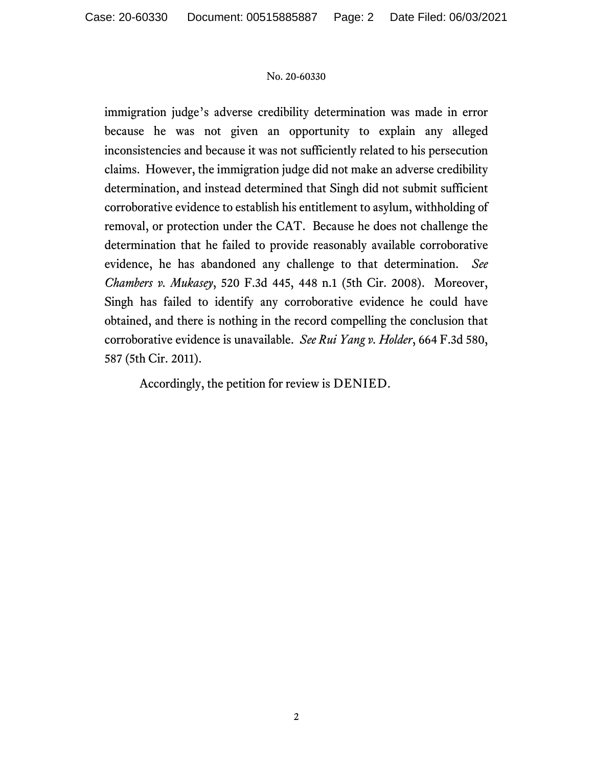immigration judge's adverse credibility determination was made in error because he was not given an opportunity to explain any alleged inconsistencies and because it was not sufficiently related to his persecution claims. However, the immigration judge did not make an adverse credibility determination, and instead determined that Singh did not submit sufficient corroborative evidence to establish his entitlement to asylum, withholding of removal, or protection under the CAT. Because he does not challenge the determination that he failed to provide reasonably available corroborative evidence, he has abandoned any challenge to that determination. *See Chambers v. Mukasey*, 520 F.3d 445, 448 n.1 (5th Cir. 2008). Moreover, Singh has failed to identify any corroborative evidence he could have obtained, and there is nothing in the record compelling the conclusion that corroborative evidence is unavailable. *See Rui Yang v. Holder*, 664 F.3d 580, 587 (5th Cir. 2011).

Accordingly, the petition for review is DENIED.